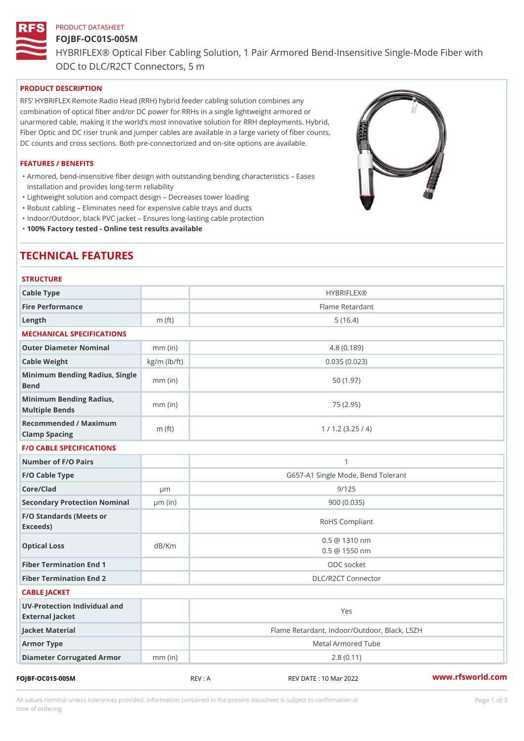PRODUCT DATASHEET

# FOJBF-OC01S-005M

HYBRIFLEX® Optical Fiber Cabling Solution, 1 Pair Armored Bend-Insensitive Single-Mode Fiber with ODC to DLC/R2CT Connectors, 5 m

## PRODUCT DESCRIPTION

RFS' HYBRIFLEX Remote Radio Head (RRH) hybrid feeder cabling solution combines any combination of optical fiber and/or DC power for RRHs in a single lightweight armored or unarmored cable, making it the world's most innovative solution for RRH deployments. Hybrid, Fiber Optic and DC riser trunk and jumper cables are available in a large variety of fiber counts, DC counts and cross sections. Both pre-connectorized and on-site options are available.

## FEATURES / BENEFITS

- Armored, bend-insensitive fiber design with outstanding bending characteristics – Eases installation and provides long-term reliability
- Lightweight solution and compact design – Decreases tower loading
- Robust cabling – Eliminates need for expensive cable trays and ducts
- Indoor/Outdoor, black PVC jacket – Ensures long-lasting cable protection
- **100% Factory tested - Online test results available**

# TECHNICAL FEATURES

## STRUCTURE

| | | |
|---|---|---|
| Cable Type | | HYBRIFLEX® |
| Fire Performance | | Flame Retardant |
| Length | m (ft) | 5 (16.4) |

## MECHANICAL SPECIFICATIONS

| | | |
|---|---|---|
| Outer Diameter Nominal | mm (in) | 4.8 (0.189) |
| Cable Weight | kg/m (lb/ft) | 0.035 (0.023) |
| Minimum Bending Radius, Single Bend | mm (in) | 50 (1.97) |
| Minimum Bending Radius, Multiple Bends | mm (in) | 75 (2.95) |
| Recommended / Maximum Clamp Spacing | m (ft) | 1 / 1.2 (3.25 / 4) |

## F/O CABLE SPECIFICATIONS

| | | |
|---|---|---|
| Number of F/O Pairs | | 1 |
| F/O Cable Type | | G657-A1 Single Mode, Bend Tolerant |
| Core/Clad | µm | 9/125 |
| Secondary Protection Nominal | µm (in) | 900 (0.035) |
| F/O Standards (Meets or Exceeds) | | RoHS Compliant |
| Optical Loss | dB/Km | 0.5 @ 1310 nm<br>0.5 @ 1550 nm |
| Fiber Termination End 1 | | ODC socket |
| Fiber Termination End 2 | | DLC/R2CT Connector |

## CABLE JACKET

| | | |
|---|---|---|
| UV-Protection Individual and External Jacket | | Yes |
| Jacket Material | | Flame Retardant, Indoor/Outdoor, Black, LSZH |
| Armor Type | | Metal Armored Tube |
| Diameter Corrugated Armor | mm (in) | 2.8 (0.11) |

FOJBF-OC01S-005M REV : A REV DATE : 10 Mar 2022 www.rfsworld.com

All values nominal unless tolerances provided; information contained in the present datasheet is subject to confirmation at time of ordering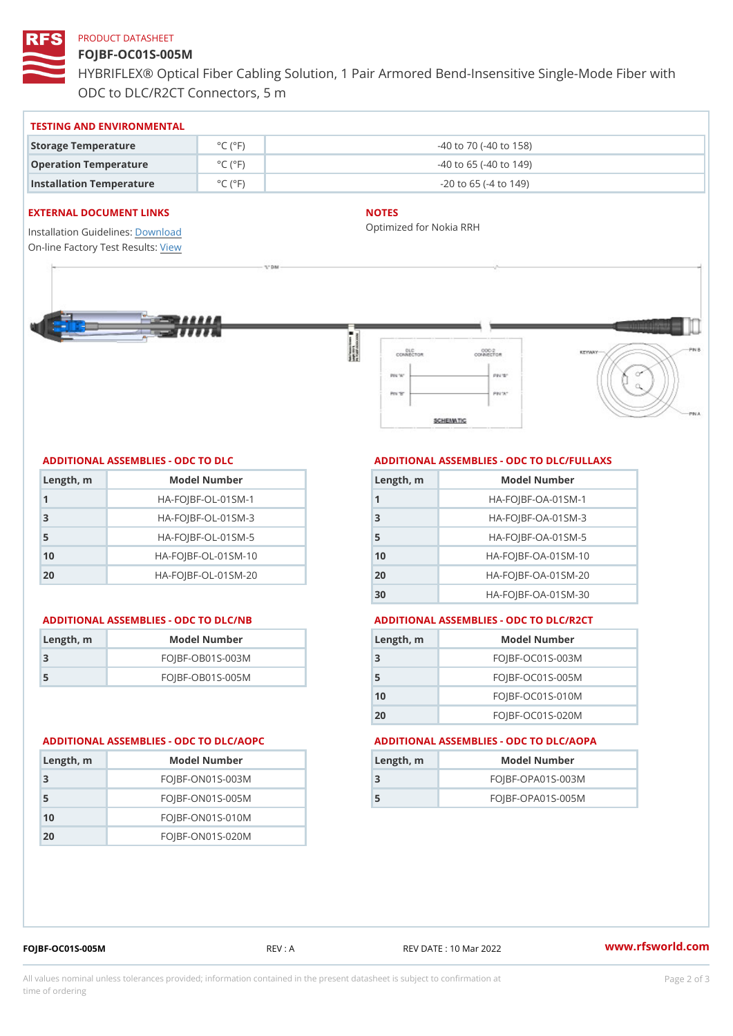PRODUCT DATASHEET

# FOJBF-OC01S-005M

HYBRIFLEX® Optical Fiber Cabling Solution, 1 Pair Armored Bend-Insensitive Single-Mode Fiber with ODC to DLC/R2CT Connectors, 5 m

## TESTING AND ENVIRONMENTAL

| | | |
|---|---|---|
| Storage Temperature | °C (°F) | -40 to 70 (-40 to 158) |
| Operation Temperature | °C (°F) | -40 to 65 (-40 to 149) |
| Installation Temperature | °C (°F) | -20 to 65 (-4 to 149) |

## EXTERNAL DOCUMENT LINKS

Installation Guidelines: Download
On-line Factory Test Results: View

## NOTES

Optimized for Nokia RRH

## ADDITIONAL ASSEMBLIES - ODC TO DLC

| Length, m | Model Number |
|---|---|
| 1 | HA-FOJBF-OL-01SM-1 |
| 3 | HA-FOJBF-OL-01SM-3 |
| 5 | HA-FOJBF-OL-01SM-5 |
| 10 | HA-FOJBF-OL-01SM-10 |
| 20 | HA-FOJBF-OL-01SM-20 |

## ADDITIONAL ASSEMBLIES - ODC TO DLC/FULLAXS

| Length, m | Model Number |
|---|---|
| 1 | HA-FOJBF-OA-01SM-1 |
| 3 | HA-FOJBF-OA-01SM-3 |
| 5 | HA-FOJBF-OA-01SM-5 |
| 10 | HA-FOJBF-OA-01SM-10 |
| 20 | HA-FOJBF-OA-01SM-20 |
| 30 | HA-FOJBF-OA-01SM-30 |

## ADDITIONAL ASSEMBLIES - ODC TO DLC/NB

| Length, m | Model Number |
|---|---|
| 3 | FOJBF-OB01S-003M |
| 5 | FOJBF-OB01S-005M |

## ADDITIONAL ASSEMBLIES - ODC TO DLC/R2CT

| Length, m | Model Number |
|---|---|
| 3 | FOJBF-OC01S-003M |
| 5 | FOJBF-OC01S-005M |
| 10 | FOJBF-OC01S-010M |
| 20 | FOJBF-OC01S-020M |

## ADDITIONAL ASSEMBLIES - ODC TO DLC/AOPC

| Length, m | Model Number |
|---|---|
| 3 | FOJBF-ON01S-003M |
| 5 | FOJBF-ON01S-005M |
| 10 | FOJBF-ON01S-010M |
| 20 | FOJBF-ON01S-020M |

## ADDITIONAL ASSEMBLIES - ODC TO DLC/AOPA

| Length, m | Model Number |
|---|---|
| 3 | FOJBF-OPA01S-003M |
| 5 | FOJBF-OPA01S-005M |

FOJBF-OC01S-005M REV : A REV DATE : 10 Mar 2022 www.rfsworld.com

All values nominal unless tolerances provided; information contained in the present datasheet is subject to confirmation at time of ordering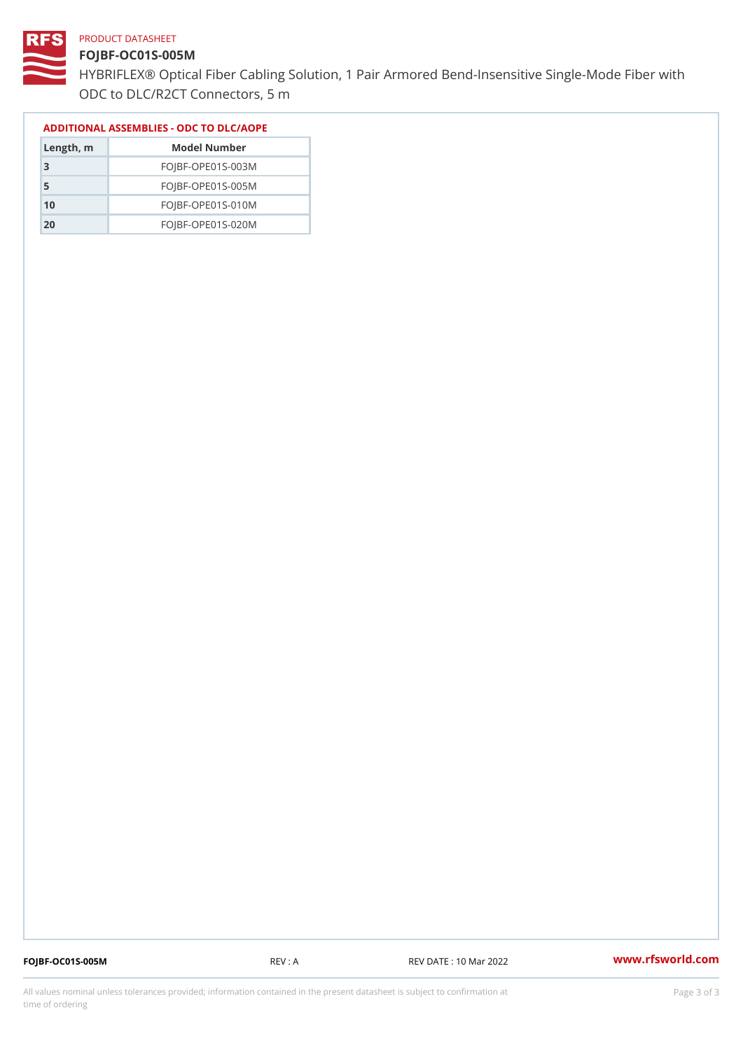PRODUCT DATASHEET

# FOJBF-OC01S-005M

HYBRIFLEX® Optical Fiber Cabling Solution, 1 Pair Armored Bend-Insensitive Single-Mode Fiber with ODC to DLC/R2CT Connectors, 5 m

## ADDITIONAL ASSEMBLIES - ODC TO DLC/AOPE

| Length, m | Model Number |
|---|---|
| 3 | FOJBF-OPE01S-003M |
| 5 | FOJBF-OPE01S-005M |
| 10 | FOJBF-OPE01S-010M |
| 20 | FOJBF-OPE01S-020M |

FOJBF-OC01S-005M REV : A REV DATE : 10 Mar 2022 www.rfsworld.com

All values nominal unless tolerances provided; information contained in the present datasheet is subject to confirmation at time of ordering